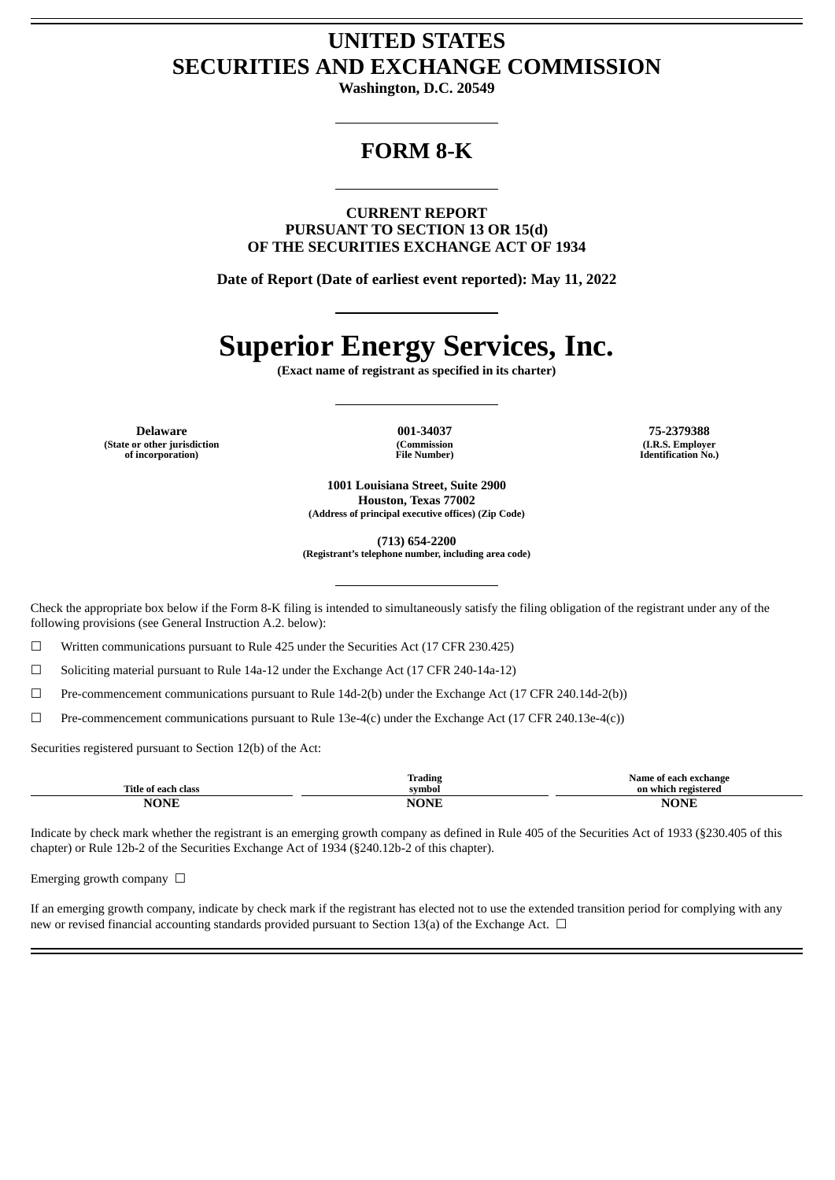# UNITED STATES
# SECURITIES AND EXCHANGE COMMISSION

**Washington, D.C. 20549**

## FORM 8-K

**CURRENT REPORT**
**PURSUANT TO SECTION 13 OR 15(d)**
**OF THE SECURITIES EXCHANGE ACT OF 1934**

**Date of Report (Date of earliest event reported): May 11, 2022**

# Superior Energy Services, Inc.

**(Exact name of registrant as specified in its charter)**

| Delaware | 001-34037 | 75-2379388 |
|---|---|---|
| (State or other jurisdiction of incorporation) | (Commission File Number) | (I.R.S. Employer Identification No.) |

**1001 Louisiana Street, Suite 2900**
**Houston, Texas 77002**
**(Address of principal executive offices) (Zip Code)**

**(713) 654-2200**
**(Registrant's telephone number, including area code)**

Check the appropriate box below if the Form 8-K filing is intended to simultaneously satisfy the filing obligation of the registrant under any of the following provisions (see General Instruction A.2. below):

☐ Written communications pursuant to Rule 425 under the Securities Act (17 CFR 230.425)

☐ Soliciting material pursuant to Rule 14a-12 under the Exchange Act (17 CFR 240-14a-12)

☐ Pre-commencement communications pursuant to Rule 14d-2(b) under the Exchange Act (17 CFR 240.14d-2(b))

☐ Pre-commencement communications pursuant to Rule 13e-4(c) under the Exchange Act (17 CFR 240.13e-4(c))

Securities registered pursuant to Section 12(b) of the Act:

| Title of each class | Trading symbol | Name of each exchange on which registered |
|---|---|---|
| NONE | NONE | NONE |

Indicate by check mark whether the registrant is an emerging growth company as defined in Rule 405 of the Securities Act of 1933 (§230.405 of this chapter) or Rule 12b-2 of the Securities Exchange Act of 1934 (§240.12b-2 of this chapter).

Emerging growth company ☐

If an emerging growth company, indicate by check mark if the registrant has elected not to use the extended transition period for complying with any new or revised financial accounting standards provided pursuant to Section 13(a) of the Exchange Act. ☐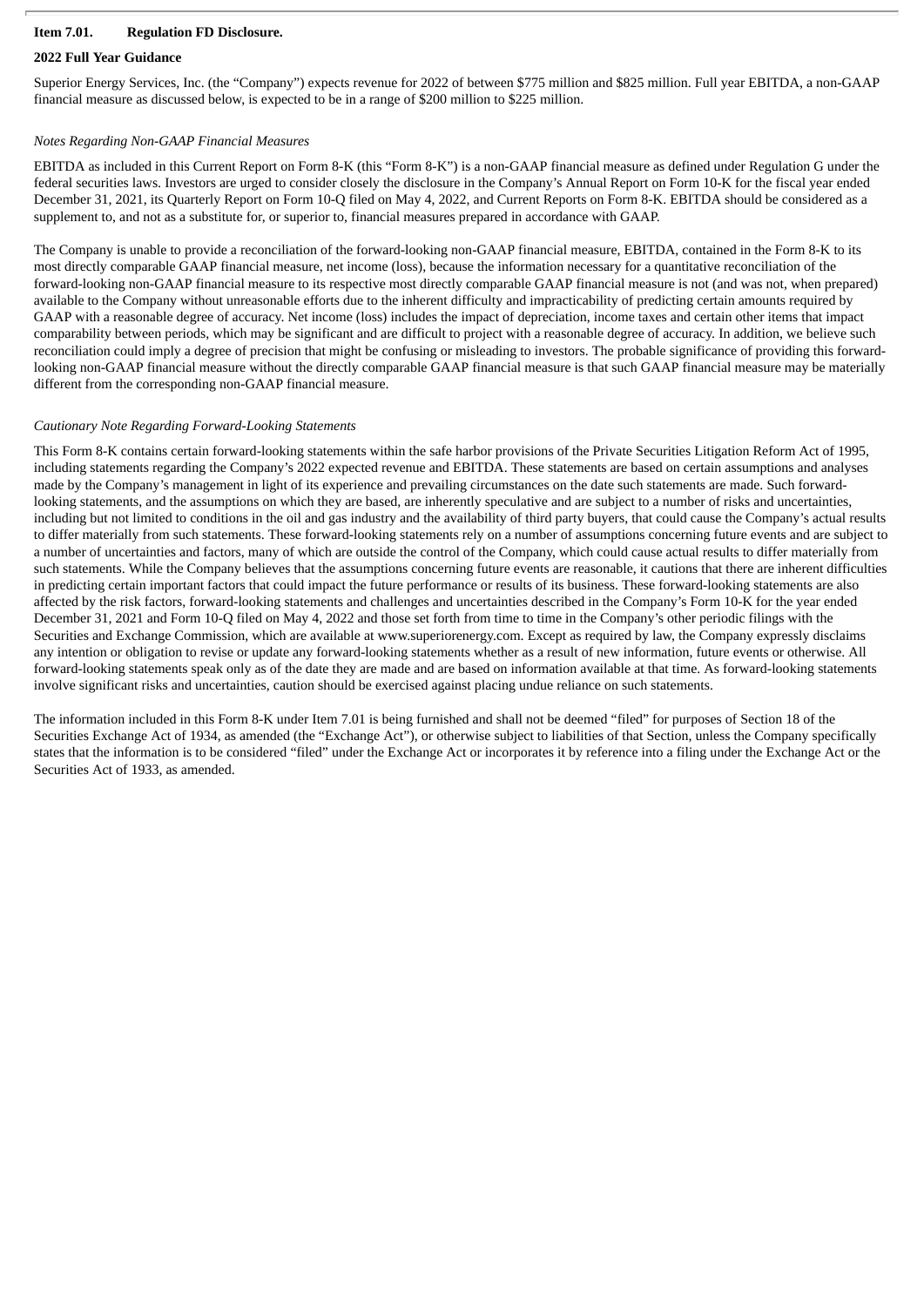**Item 7.01. Regulation FD Disclosure.**

**2022 Full Year Guidance**

Superior Energy Services, Inc. (the "Company") expects revenue for 2022 of between $775 million and $825 million. Full year EBITDA, a non-GAAP financial measure as discussed below, is expected to be in a range of $200 million to $225 million.

*Notes Regarding Non-GAAP Financial Measures*

EBITDA as included in this Current Report on Form 8-K (this "Form 8-K") is a non-GAAP financial measure as defined under Regulation G under the federal securities laws. Investors are urged to consider closely the disclosure in the Company's Annual Report on Form 10-K for the fiscal year ended December 31, 2021, its Quarterly Report on Form 10-Q filed on May 4, 2022, and Current Reports on Form 8-K. EBITDA should be considered as a supplement to, and not as a substitute for, or superior to, financial measures prepared in accordance with GAAP.

The Company is unable to provide a reconciliation of the forward-looking non-GAAP financial measure, EBITDA, contained in the Form 8-K to its most directly comparable GAAP financial measure, net income (loss), because the information necessary for a quantitative reconciliation of the forward-looking non-GAAP financial measure to its respective most directly comparable GAAP financial measure is not (and was not, when prepared) available to the Company without unreasonable efforts due to the inherent difficulty and impracticability of predicting certain amounts required by GAAP with a reasonable degree of accuracy. Net income (loss) includes the impact of depreciation, income taxes and certain other items that impact comparability between periods, which may be significant and are difficult to project with a reasonable degree of accuracy. In addition, we believe such reconciliation could imply a degree of precision that might be confusing or misleading to investors. The probable significance of providing this forward-looking non-GAAP financial measure without the directly comparable GAAP financial measure is that such GAAP financial measure may be materially different from the corresponding non-GAAP financial measure.

*Cautionary Note Regarding Forward-Looking Statements*

This Form 8-K contains certain forward-looking statements within the safe harbor provisions of the Private Securities Litigation Reform Act of 1995, including statements regarding the Company's 2022 expected revenue and EBITDA. These statements are based on certain assumptions and analyses made by the Company's management in light of its experience and prevailing circumstances on the date such statements are made. Such forward-looking statements, and the assumptions on which they are based, are inherently speculative and are subject to a number of risks and uncertainties, including but not limited to conditions in the oil and gas industry and the availability of third party buyers, that could cause the Company's actual results to differ materially from such statements. These forward-looking statements rely on a number of assumptions concerning future events and are subject to a number of uncertainties and factors, many of which are outside the control of the Company, which could cause actual results to differ materially from such statements. While the Company believes that the assumptions concerning future events are reasonable, it cautions that there are inherent difficulties in predicting certain important factors that could impact the future performance or results of its business. These forward-looking statements are also affected by the risk factors, forward-looking statements and challenges and uncertainties described in the Company's Form 10-K for the year ended December 31, 2021 and Form 10-Q filed on May 4, 2022 and those set forth from time to time in the Company's other periodic filings with the Securities and Exchange Commission, which are available at www.superiorenergy.com. Except as required by law, the Company expressly disclaims any intention or obligation to revise or update any forward-looking statements whether as a result of new information, future events or otherwise. All forward-looking statements speak only as of the date they are made and are based on information available at that time. As forward-looking statements involve significant risks and uncertainties, caution should be exercised against placing undue reliance on such statements.

The information included in this Form 8-K under Item 7.01 is being furnished and shall not be deemed "filed" for purposes of Section 18 of the Securities Exchange Act of 1934, as amended (the "Exchange Act"), or otherwise subject to liabilities of that Section, unless the Company specifically states that the information is to be considered "filed" under the Exchange Act or incorporates it by reference into a filing under the Exchange Act or the Securities Act of 1933, as amended.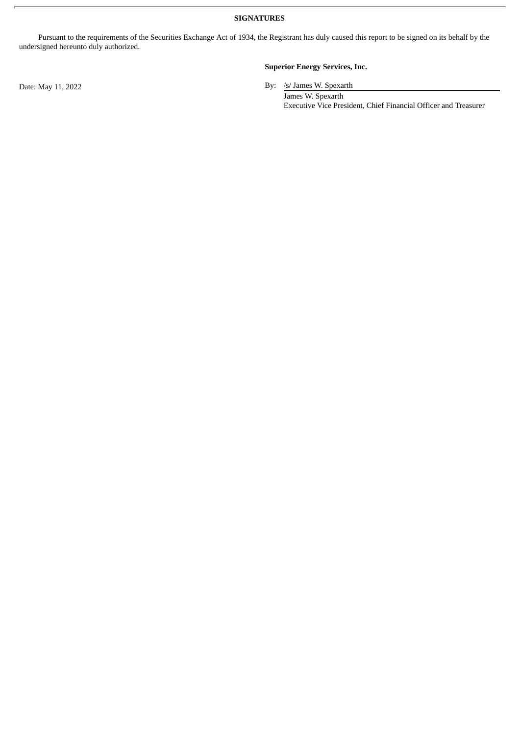**SIGNATURES**

Pursuant to the requirements of the Securities Exchange Act of 1934, the Registrant has duly caused this report to be signed on its behalf by the undersigned hereunto duly authorized.

**Superior Energy Services, Inc.**

Date: May 11, 2022

By: /s/ James W. Spexarth

James W. Spexarth
Executive Vice President, Chief Financial Officer and Treasurer